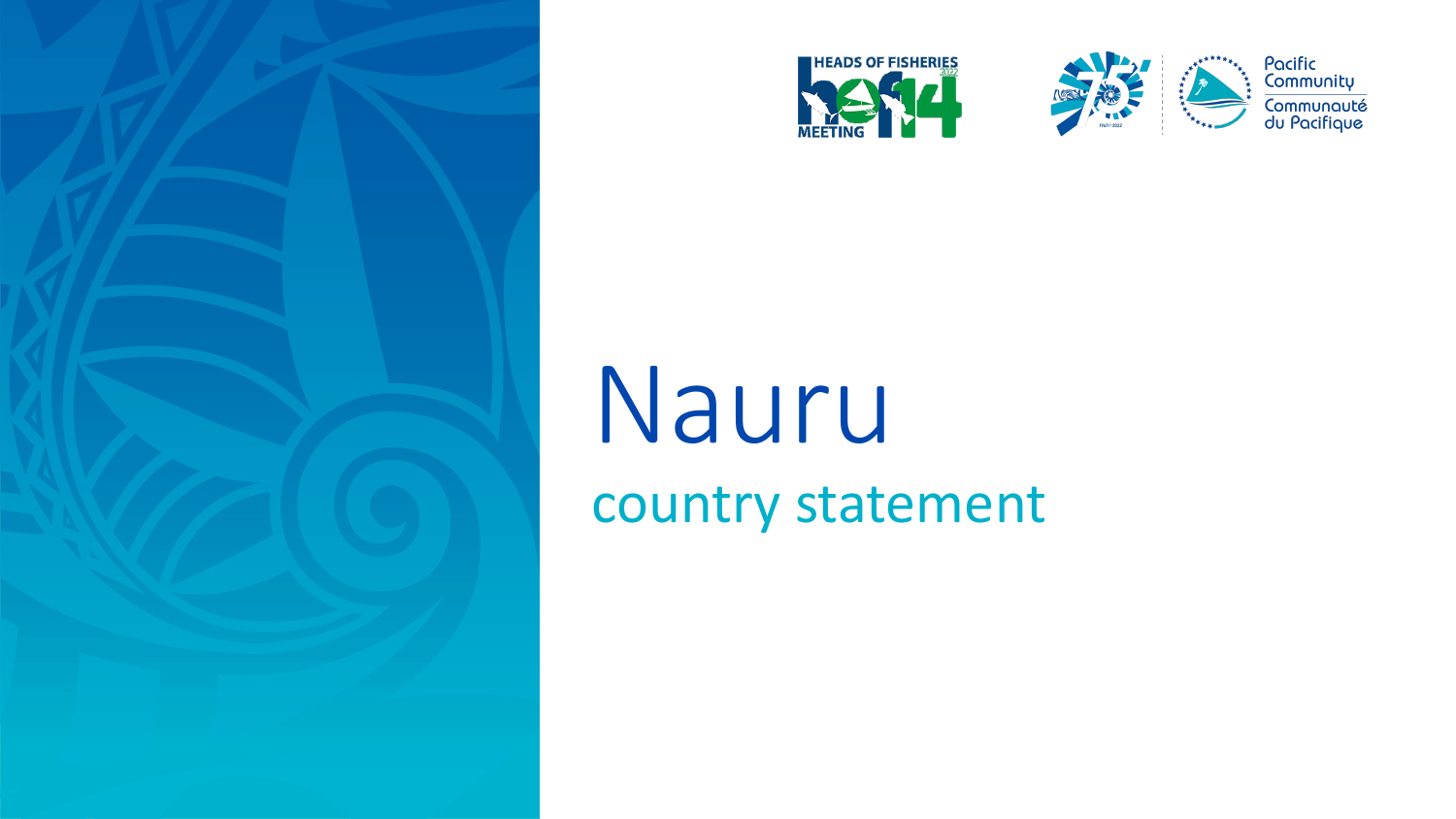HEADS OF FISHERIES MEETING 2022 hof14

Pacific Community
Communauté du Pacifique

# Nauru

## country statement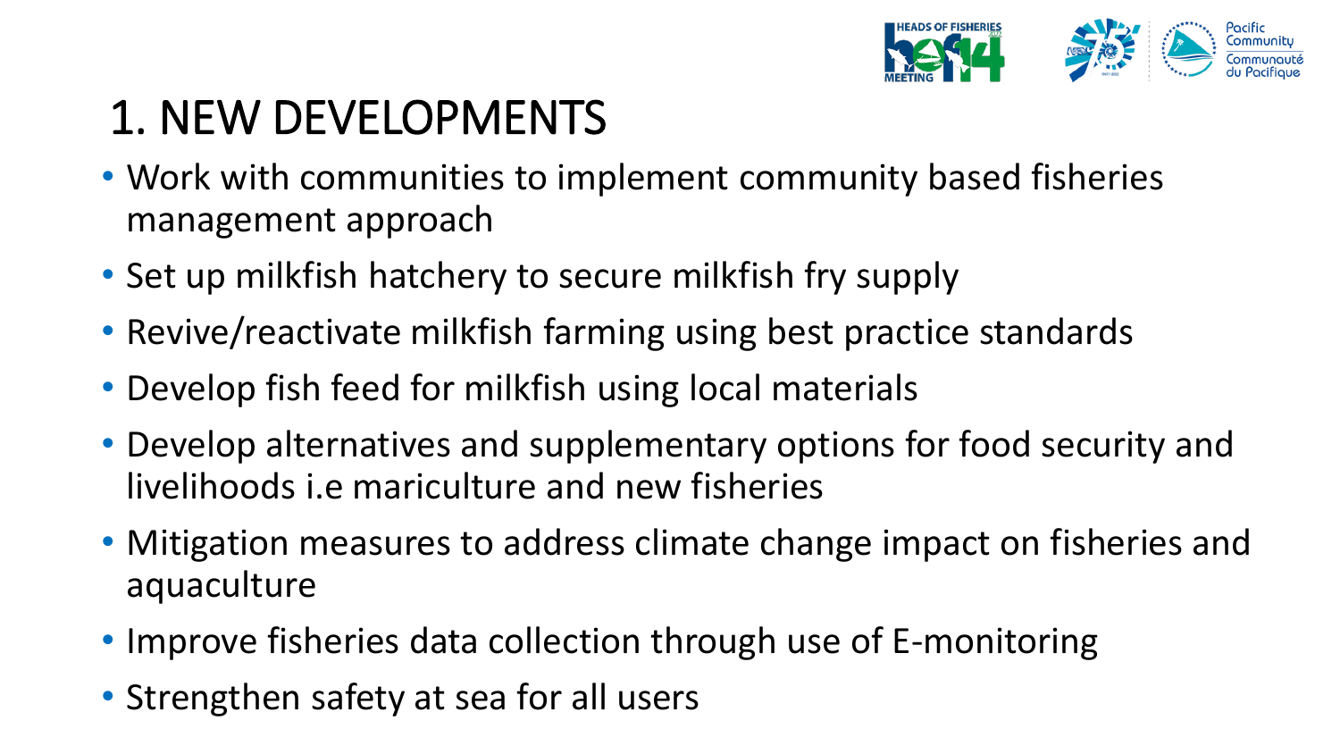# 1. NEW DEVELOPMENTS

- Work with communities to implement community based fisheries management approach
- Set up milkfish hatchery to secure milkfish fry supply
- Revive/reactivate milkfish farming using best practice standards
- Develop fish feed for milkfish using local materials
- Develop alternatives and supplementary options for food security and livelihoods i.e mariculture and new fisheries
- Mitigation measures to address climate change impact on fisheries and aquaculture
- Improve fisheries data collection through use of E-monitoring
- Strengthen safety at sea for all users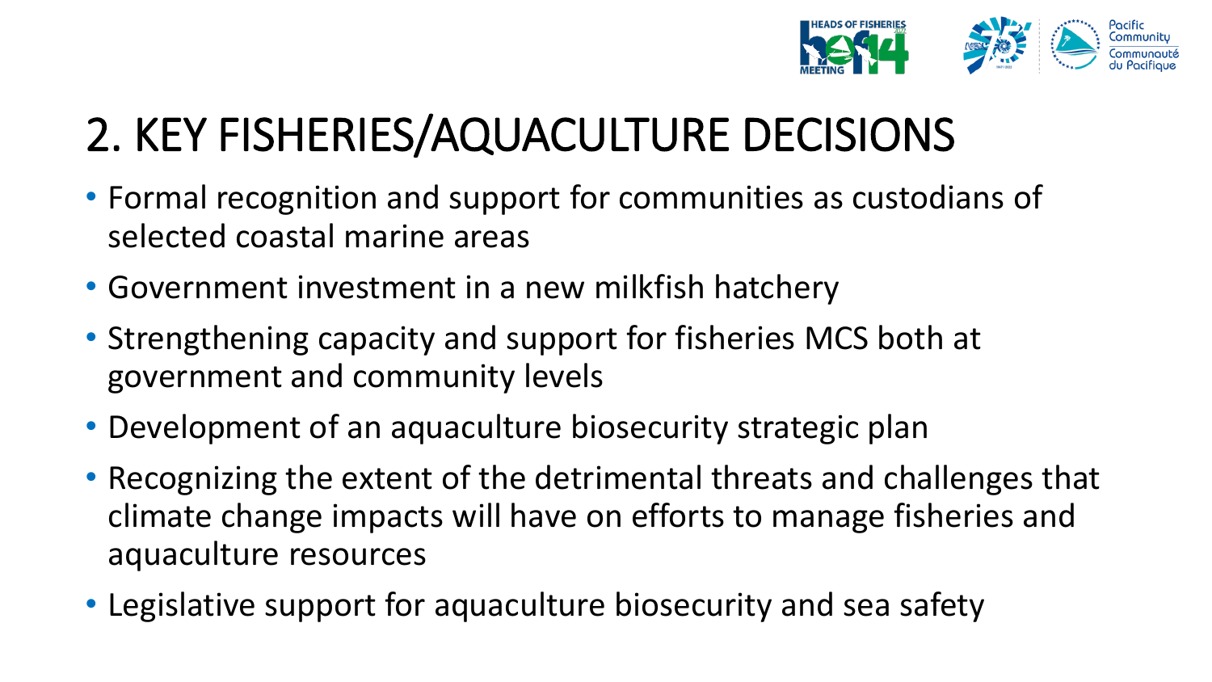# 2. KEY FISHERIES/AQUACULTURE DECISIONS

- Formal recognition and support for communities as custodians of selected coastal marine areas
- Government investment in a new milkfish hatchery
- Strengthening capacity and support for fisheries MCS both at government and community levels
- Development of an aquaculture biosecurity strategic plan
- Recognizing the extent of the detrimental threats and challenges that climate change impacts will have on efforts to manage fisheries and aquaculture resources
- Legislative support for aquaculture biosecurity and sea safety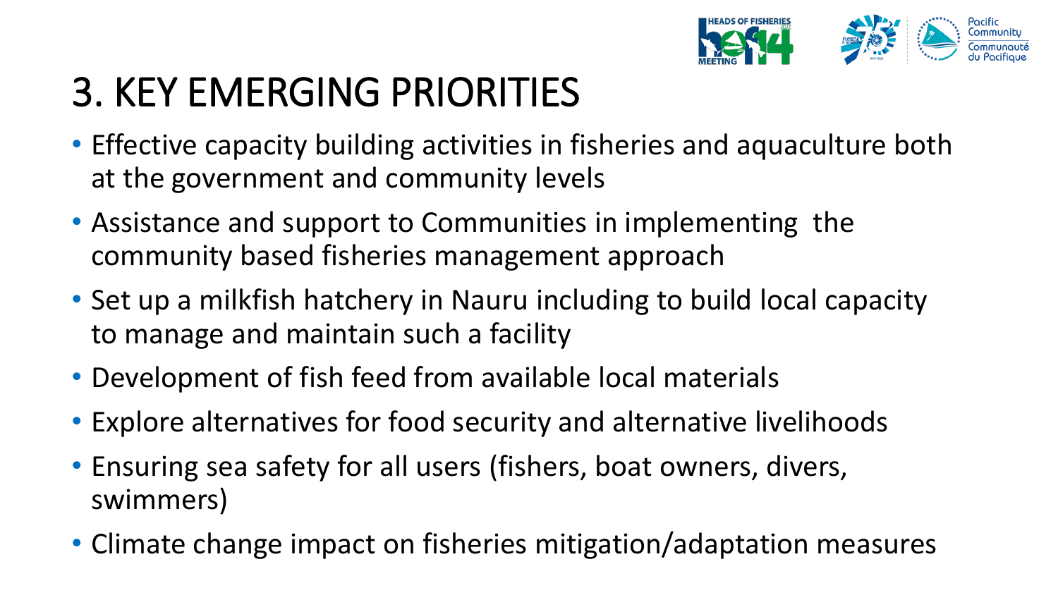# 3. KEY EMERGING PRIORITIES

- Effective capacity building activities in fisheries and aquaculture both at the government and community levels
- Assistance and support to Communities in implementing the community based fisheries management approach
- Set up a milkfish hatchery in Nauru including to build local capacity to manage and maintain such a facility
- Development of fish feed from available local materials
- Explore alternatives for food security and alternative livelihoods
- Ensuring sea safety for all users (fishers, boat owners, divers, swimmers)
- Climate change impact on fisheries mitigation/adaptation measures